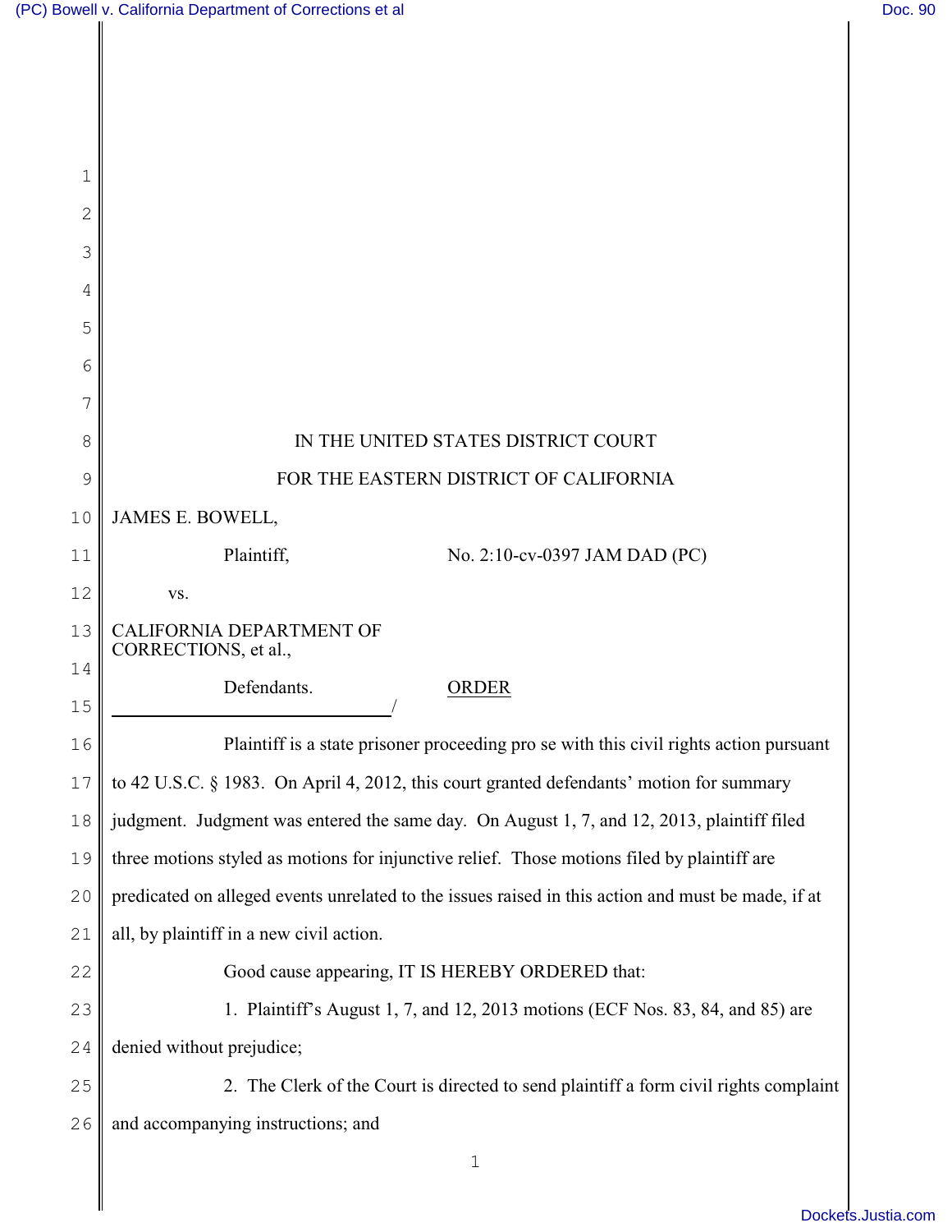IN THE UNITED STATES DISTRICT COURT

FOR THE EASTERN DISTRICT OF CALIFORNIA

JAMES E. BOWELL,

Plaintiff,

No. 2:10-cv-0397 JAM DAD (PC)

vs.

CALIFORNIA DEPARTMENT OF CORRECTIONS, et al.,

Defendants.

ORDER

/

Plaintiff is a state prisoner proceeding pro se with this civil rights action pursuant to 42 U.S.C. § 1983. On April 4, 2012, this court granted defendants' motion for summary judgment. Judgment was entered the same day. On August 1, 7, and 12, 2013, plaintiff filed three motions styled as motions for injunctive relief. Those motions filed by plaintiff are predicated on alleged events unrelated to the issues raised in this action and must be made, if at all, by plaintiff in a new civil action.

Good cause appearing, IT IS HEREBY ORDERED that:

1. Plaintiff's August 1, 7, and 12, 2013 motions (ECF Nos. 83, 84, and 85) are denied without prejudice;

2. The Clerk of the Court is directed to send plaintiff a form civil rights complaint and accompanying instructions; and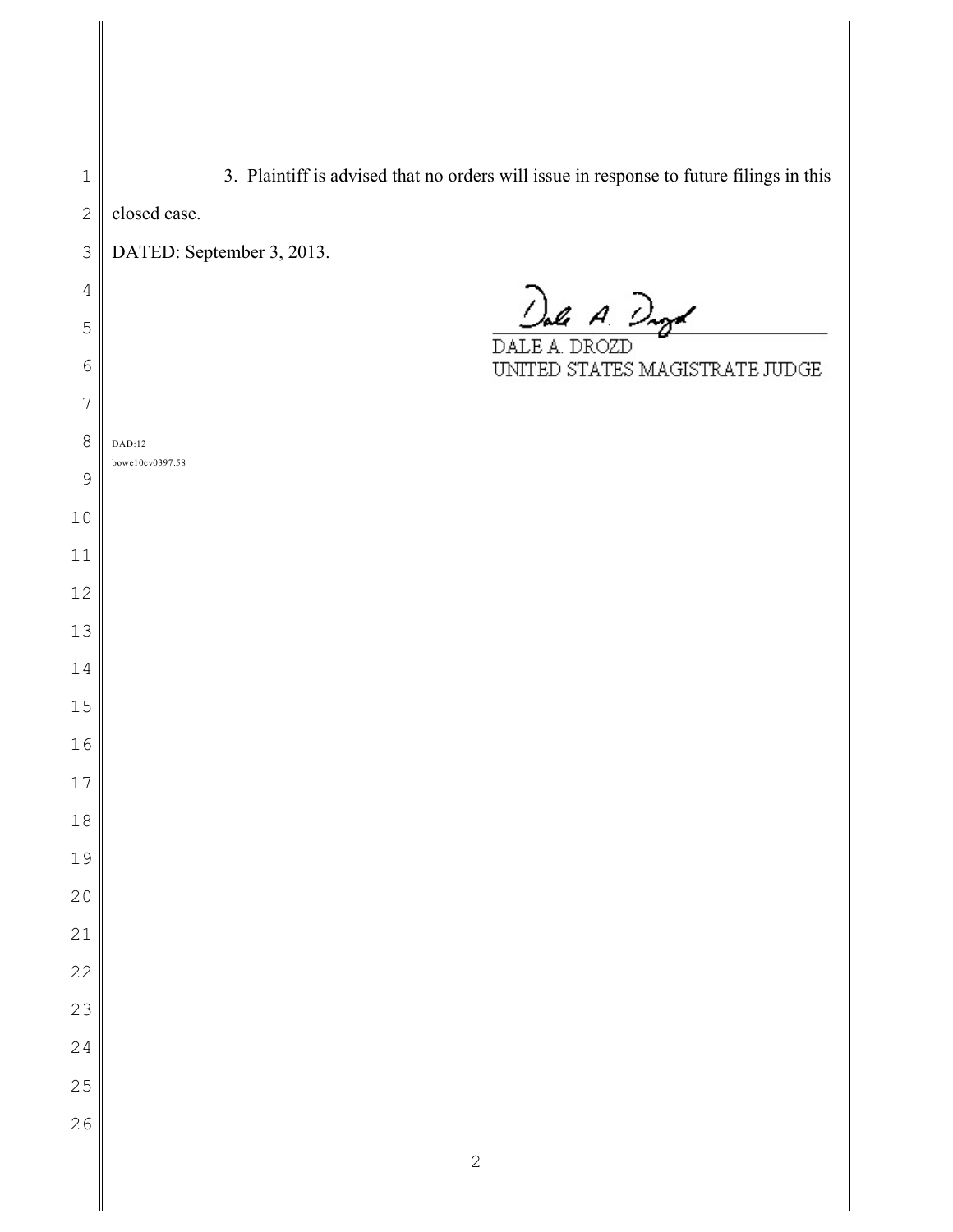3. Plaintiff is advised that no orders will issue in response to future filings in this closed case.

DATED: September 3, 2013.

DALE A. DROZD
UNITED STATES MAGISTRATE JUDGE

DAD:12
bowe10cv0397.58